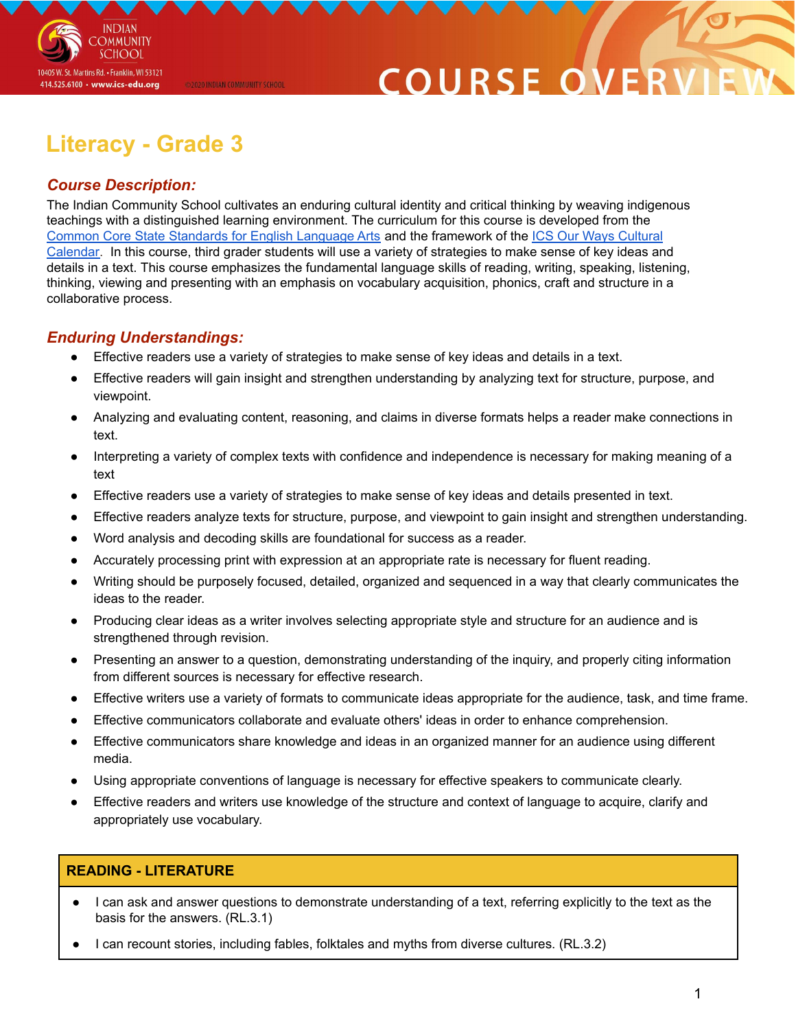INDIAN COMMUNITY SCHOOL
10405 W. St. Martins Rd. • Franklin, WI 53121
414.525.6100 • www.ics-edu.org

©2020 INDIAN COMMUNITY SCHOOL

COURSE OVERVIEW

# Literacy - Grade 3

## *Course Description:*

The Indian Community School cultivates an enduring cultural identity and critical thinking by weaving indigenous teachings with a distinguished learning environment. The curriculum for this course is developed from the Common Core State Standards for English Language Arts and the framework of the ICS Our Ways Cultural Calendar. In this course, third grader students will use a variety of strategies to make sense of key ideas and details in a text. This course emphasizes the fundamental language skills of reading, writing, speaking, listening, thinking, viewing and presenting with an emphasis on vocabulary acquisition, phonics, craft and structure in a collaborative process.

## *Enduring Understandings:*

- Effective readers use a variety of strategies to make sense of key ideas and details in a text.
- Effective readers will gain insight and strengthen understanding by analyzing text for structure, purpose, and viewpoint.
- Analyzing and evaluating content, reasoning, and claims in diverse formats helps a reader make connections in text.
- Interpreting a variety of complex texts with confidence and independence is necessary for making meaning of a text
- Effective readers use a variety of strategies to make sense of key ideas and details presented in text.
- Effective readers analyze texts for structure, purpose, and viewpoint to gain insight and strengthen understanding.
- Word analysis and decoding skills are foundational for success as a reader.
- Accurately processing print with expression at an appropriate rate is necessary for fluent reading.
- Writing should be purposely focused, detailed, organized and sequenced in a way that clearly communicates the ideas to the reader.
- Producing clear ideas as a writer involves selecting appropriate style and structure for an audience and is strengthened through revision.
- Presenting an answer to a question, demonstrating understanding of the inquiry, and properly citing information from different sources is necessary for effective research.
- Effective writers use a variety of formats to communicate ideas appropriate for the audience, task, and time frame.
- Effective communicators collaborate and evaluate others' ideas in order to enhance comprehension.
- Effective communicators share knowledge and ideas in an organized manner for an audience using different media.
- Using appropriate conventions of language is necessary for effective speakers to communicate clearly.
- Effective readers and writers use knowledge of the structure and context of language to acquire, clarify and appropriately use vocabulary.

| READING - LITERATURE |
|---|
| • I can ask and answer questions to demonstrate understanding of a text, referring explicitly to the text as the basis for the answers. (RL.3.1)<br>• I can recount stories, including fables, folktales and myths from diverse cultures. (RL.3.2) |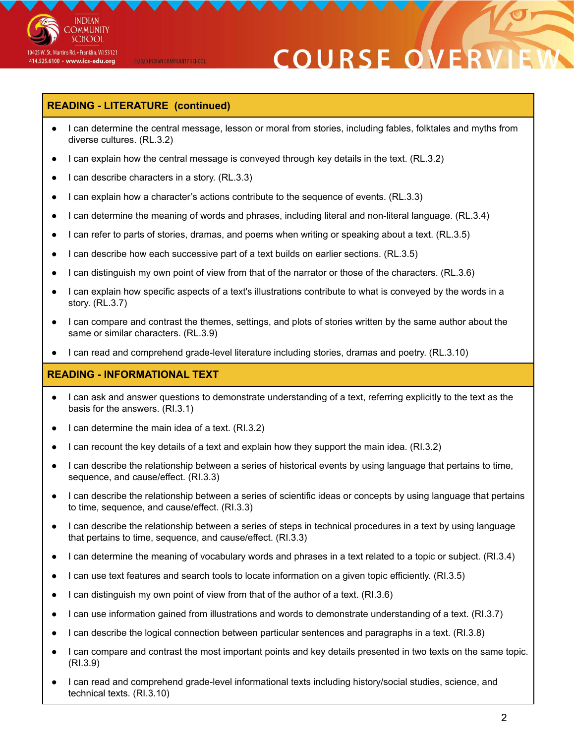## READING - LITERATURE (continued)

- I can determine the central message, lesson or moral from stories, including fables, folktales and myths from diverse cultures. (RL.3.2)
- I can explain how the central message is conveyed through key details in the text. (RL.3.2)
- I can describe characters in a story. (RL.3.3)
- I can explain how a character's actions contribute to the sequence of events. (RL.3.3)
- I can determine the meaning of words and phrases, including literal and non-literal language. (RL.3.4)
- I can refer to parts of stories, dramas, and poems when writing or speaking about a text. (RL.3.5)
- I can describe how each successive part of a text builds on earlier sections. (RL.3.5)
- I can distinguish my own point of view from that of the narrator or those of the characters. (RL.3.6)
- I can explain how specific aspects of a text's illustrations contribute to what is conveyed by the words in a story. (RL.3.7)
- I can compare and contrast the themes, settings, and plots of stories written by the same author about the same or similar characters. (RL.3.9)
- I can read and comprehend grade-level literature including stories, dramas and poetry. (RL.3.10)

## READING - INFORMATIONAL TEXT

- I can ask and answer questions to demonstrate understanding of a text, referring explicitly to the text as the basis for the answers. (RI.3.1)
- I can determine the main idea of a text. (RI.3.2)
- I can recount the key details of a text and explain how they support the main idea. (RI.3.2)
- I can describe the relationship between a series of historical events by using language that pertains to time, sequence, and cause/effect. (RI.3.3)
- I can describe the relationship between a series of scientific ideas or concepts by using language that pertains to time, sequence, and cause/effect. (RI.3.3)
- I can describe the relationship between a series of steps in technical procedures in a text by using language that pertains to time, sequence, and cause/effect. (RI.3.3)
- I can determine the meaning of vocabulary words and phrases in a text related to a topic or subject. (RI.3.4)
- I can use text features and search tools to locate information on a given topic efficiently. (RI.3.5)
- I can distinguish my own point of view from that of the author of a text. (RI.3.6)
- I can use information gained from illustrations and words to demonstrate understanding of a text. (RI.3.7)
- I can describe the logical connection between particular sentences and paragraphs in a text. (RI.3.8)
- I can compare and contrast the most important points and key details presented in two texts on the same topic. (RI.3.9)
- I can read and comprehend grade-level informational texts including history/social studies, science, and technical texts. (RI.3.10)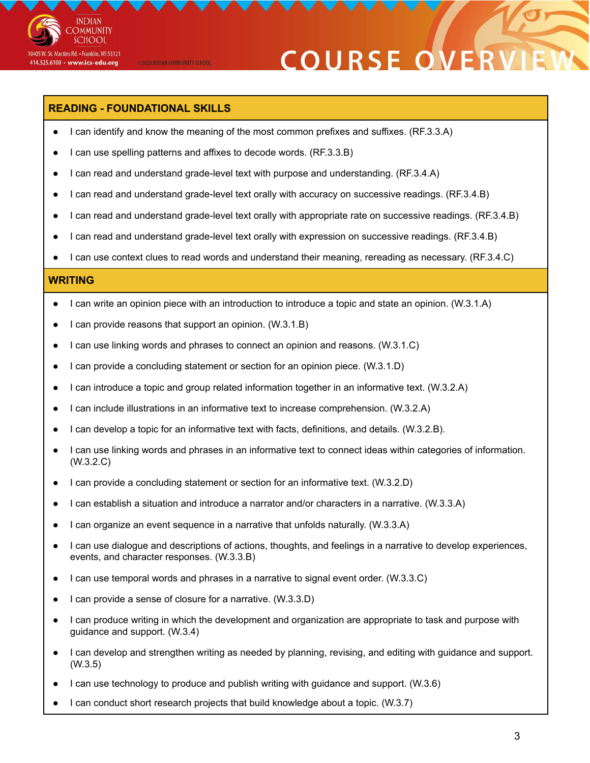## READING - FOUNDATIONAL SKILLS

- I can identify and know the meaning of the most common prefixes and suffixes. (RF.3.3.A)
- I can use spelling patterns and affixes to decode words. (RF.3.3.B)
- I can read and understand grade-level text with purpose and understanding. (RF.3.4.A)
- I can read and understand grade-level text orally with accuracy on successive readings. (RF.3.4.B)
- I can read and understand grade-level text orally with appropriate rate on successive readings. (RF.3.4.B)
- I can read and understand grade-level text orally with expression on successive readings. (RF.3.4.B)
- I can use context clues to read words and understand their meaning, rereading as necessary. (RF.3.4.C)

## WRITING

- I can write an opinion piece with an introduction to introduce a topic and state an opinion. (W.3.1.A)
- I can provide reasons that support an opinion. (W.3.1.B)
- I can use linking words and phrases to connect an opinion and reasons. (W.3.1.C)
- I can provide a concluding statement or section for an opinion piece. (W.3.1.D)
- I can introduce a topic and group related information together in an informative text. (W.3.2.A)
- I can include illustrations in an informative text to increase comprehension. (W.3.2.A)
- I can develop a topic for an informative text with facts, definitions, and details. (W.3.2.B).
- I can use linking words and phrases in an informative text to connect ideas within categories of information. (W.3.2.C)
- I can provide a concluding statement or section for an informative text. (W.3.2.D)
- I can establish a situation and introduce a narrator and/or characters in a narrative. (W.3.3.A)
- I can organize an event sequence in a narrative that unfolds naturally. (W.3.3.A)
- I can use dialogue and descriptions of actions, thoughts, and feelings in a narrative to develop experiences, events, and character responses. (W.3.3.B)
- I can use temporal words and phrases in a narrative to signal event order. (W.3.3.C)
- I can provide a sense of closure for a narrative. (W.3.3.D)
- I can produce writing in which the development and organization are appropriate to task and purpose with guidance and support. (W.3.4)
- I can develop and strengthen writing as needed by planning, revising, and editing with guidance and support. (W.3.5)
- I can use technology to produce and publish writing with guidance and support. (W.3.6)
- I can conduct short research projects that build knowledge about a topic. (W.3.7)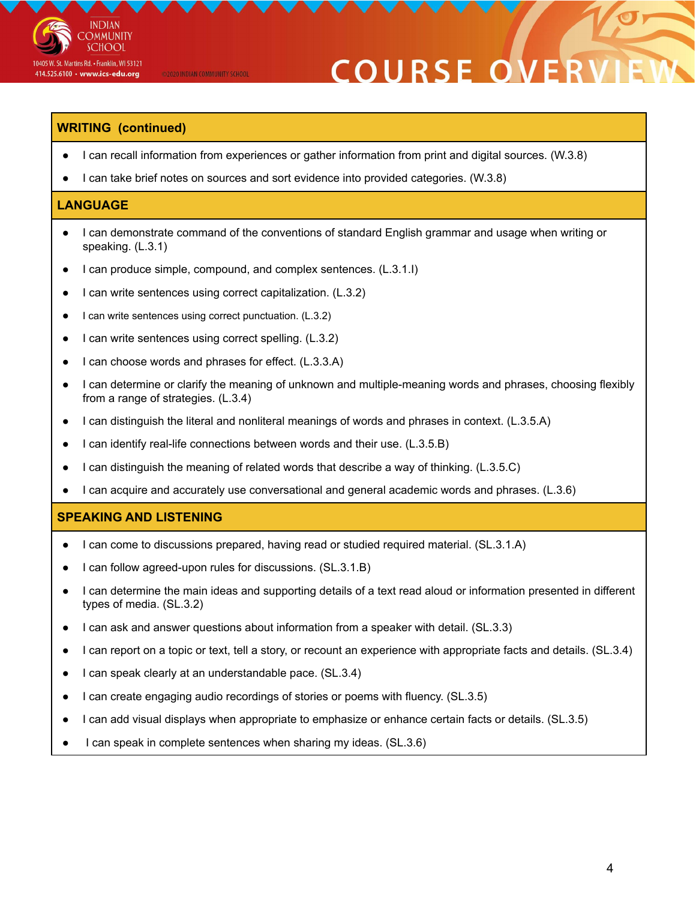## WRITING (continued)

- I can recall information from experiences or gather information from print and digital sources. (W.3.8)
- I can take brief notes on sources and sort evidence into provided categories. (W.3.8)

## LANGUAGE

- I can demonstrate command of the conventions of standard English grammar and usage when writing or speaking. (L.3.1)
- I can produce simple, compound, and complex sentences. (L.3.1.I)
- I can write sentences using correct capitalization. (L.3.2)
- I can write sentences using correct punctuation. (L.3.2)
- I can write sentences using correct spelling. (L.3.2)
- I can choose words and phrases for effect. (L.3.3.A)
- I can determine or clarify the meaning of unknown and multiple-meaning words and phrases, choosing flexibly from a range of strategies. (L.3.4)
- I can distinguish the literal and nonliteral meanings of words and phrases in context. (L.3.5.A)
- I can identify real-life connections between words and their use. (L.3.5.B)
- I can distinguish the meaning of related words that describe a way of thinking. (L.3.5.C)
- I can acquire and accurately use conversational and general academic words and phrases. (L.3.6)

## SPEAKING AND LISTENING

- I can come to discussions prepared, having read or studied required material. (SL.3.1.A)
- I can follow agreed-upon rules for discussions. (SL.3.1.B)
- I can determine the main ideas and supporting details of a text read aloud or information presented in different types of media. (SL.3.2)
- I can ask and answer questions about information from a speaker with detail. (SL.3.3)
- I can report on a topic or text, tell a story, or recount an experience with appropriate facts and details. (SL.3.4)
- I can speak clearly at an understandable pace. (SL.3.4)
- I can create engaging audio recordings of stories or poems with fluency. (SL.3.5)
- I can add visual displays when appropriate to emphasize or enhance certain facts or details. (SL.3.5)
- I can speak in complete sentences when sharing my ideas. (SL.3.6)